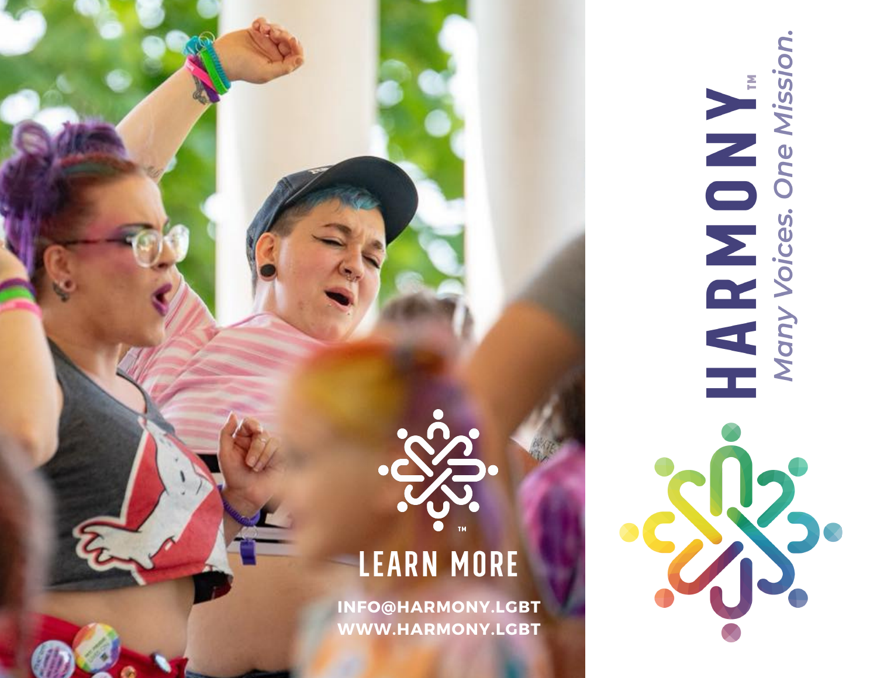# HARMONY™

*Many Voices. One Mission.*

## LEARN MORE

**INFO@HARMONY.LGBT**
**WWW.HARMONY.LGBT**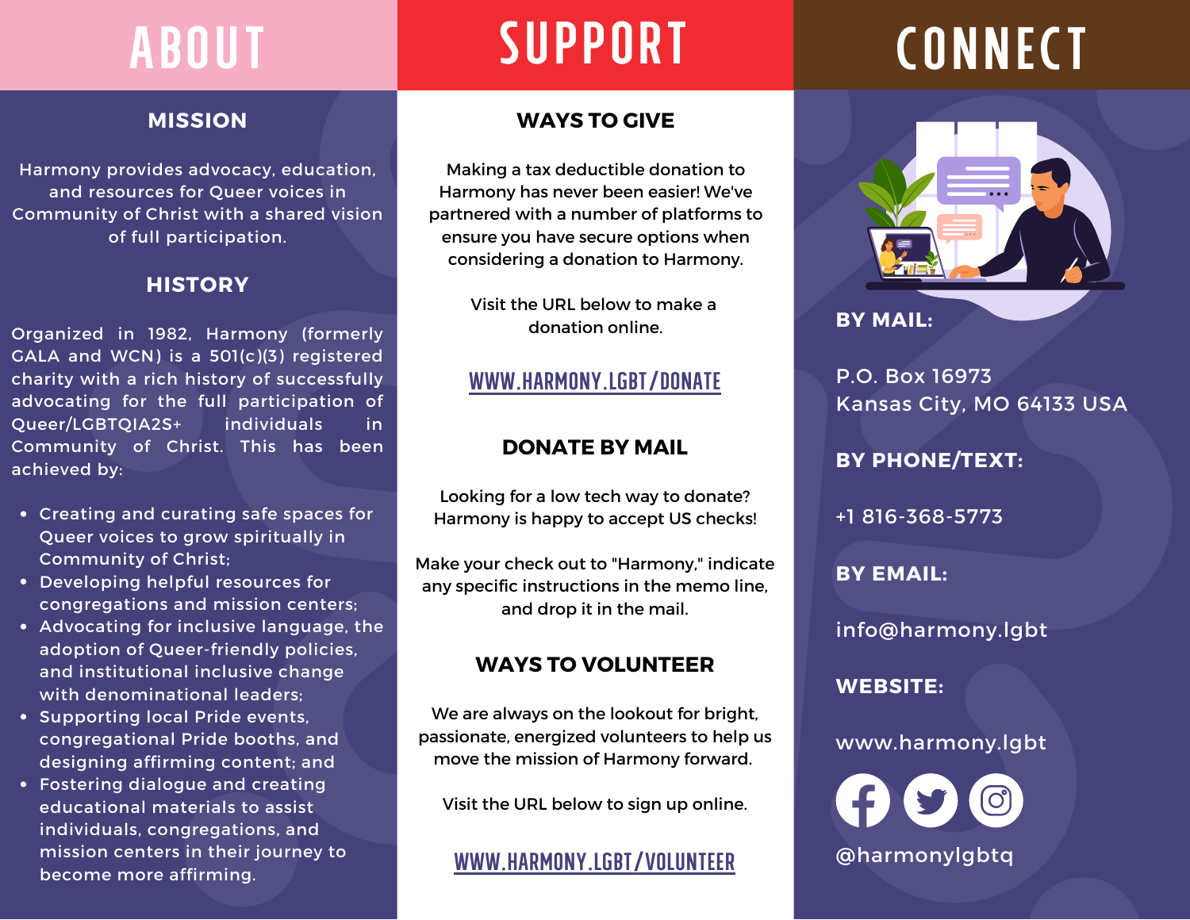# ABOUT

## MISSION

Harmony provides advocacy, education, and resources for Queer voices in Community of Christ with a shared vision of full participation.

## HISTORY

Organized in 1982, Harmony (formerly GALA and WCN) is a 501(c)(3) registered charity with a rich history of successfully advocating for the full participation of Queer/LGBTQIA2S+ individuals in Community of Christ. This has been achieved by:

- Creating and curating safe spaces for Queer voices to grow spiritually in Community of Christ;
- Developing helpful resources for congregations and mission centers;
- Advocating for inclusive language, the adoption of Queer-friendly policies, and institutional inclusive change with denominational leaders;
- Supporting local Pride events, congregational Pride booths, and designing affirming content; and
- Fostering dialogue and creating educational materials to assist individuals, congregations, and mission centers in their journey to become more affirming.

# SUPPORT

## WAYS TO GIVE

Making a tax deductible donation to Harmony has never been easier! We've partnered with a number of platforms to ensure you have secure options when considering a donation to Harmony.

Visit the URL below to make a donation online.

WWW.HARMONY.LGBT/DONATE

## DONATE BY MAIL

Looking for a low tech way to donate? Harmony is happy to accept US checks!

Make your check out to "Harmony," indicate any specific instructions in the memo line, and drop it in the mail.

## WAYS TO VOLUNTEER

We are always on the lookout for bright, passionate, energized volunteers to help us move the mission of Harmony forward.

Visit the URL below to sign up online.

WWW.HARMONY.LGBT/VOLUNTEER

# CONNECT

**BY MAIL:**

P.O. Box 16973
Kansas City, MO 64133 USA

**BY PHONE/TEXT:**

+1 816-368-5773

**BY EMAIL:**

info@harmony.lgbt

**WEBSITE:**

www.harmony.lgbt

@harmonylgbtq